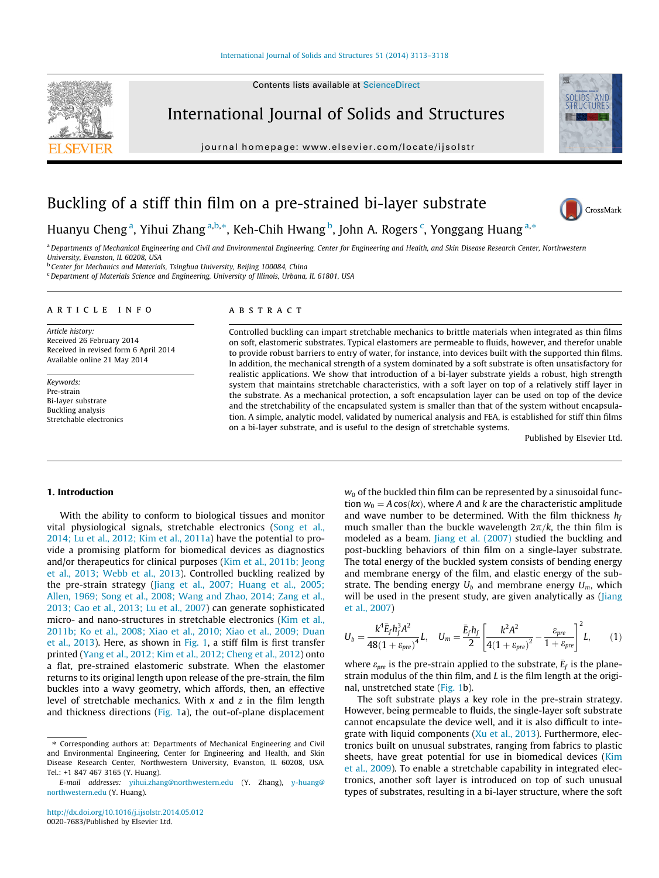# Buckling of a stiff thin film on a pre-strained bi-layer substrate

Huanyu Cheng [a], Yihui Zhang [a,b,*], Keh-Chih Hwang [b], John A. Rogers [c], Yonggang Huang [a,*]

[a] Departments of Mechanical Engineering and Civil and Environmental Engineering, Center for Engineering and Health, and Skin Disease Research Center, Northwestern University, Evanston, IL 60208, USA

[b] Center for Mechanics and Materials, Tsinghua University, Beijing 100084, China

[c] Department of Materials Science and Engineering, University of Illinois, Urbana, IL 61801, USA

## ARTICLE INFO

*Article history:*
Received 26 February 2014
Received in revised form 6 April 2014
Available online 21 May 2014

*Keywords:*
Pre-strain
Bi-layer substrate
Buckling analysis
Stretchable electronics

## ABSTRACT

Controlled buckling can impart stretchable mechanics to brittle materials when integrated as thin films on soft, elastomeric substrates. Typical elastomers are permeable to fluids, however, and therefor unable to provide robust barriers to entry of water, for instance, into devices built with the supported thin films. In addition, the mechanical strength of a system dominated by a soft substrate is often unsatisfactory for realistic applications. We show that introduction of a bi-layer substrate yields a robust, high strength system that maintains stretchable characteristics, with a soft layer on top of a relatively stiff layer in the substrate. As a mechanical protection, a soft encapsulation layer can be used on top of the device and the stretchability of the encapsulated system is smaller than that of the system without encapsulation. A simple, analytic model, validated by numerical analysis and FEA, is established for stiff thin films on a bi-layer substrate, and is useful to the design of stretchable systems.

Published by Elsevier Ltd.

## 1. Introduction

With the ability to conform to biological tissues and monitor vital physiological signals, stretchable electronics (Song et al., 2014; Lu et al., 2012; Kim et al., 2011a) have the potential to provide a promising platform for biomedical devices as diagnostics and/or therapeutics for clinical purposes (Kim et al., 2011b; Jeong et al., 2013; Webb et al., 2013). Controlled buckling realized by the pre-strain strategy (Jiang et al., 2007; Huang et al., 2005; Allen, 1969; Song et al., 2008; Wang and Zhao, 2014; Zang et al., 2013; Cao et al., 2013; Lu et al., 2007) can generate sophisticated micro- and nano-structures in stretchable electronics (Kim et al., 2011b; Ko et al., 2008; Xiao et al., 2010; Xiao et al., 2009; Duan et al., 2013). Here, as shown in Fig. 1, a stiff thin film is first transfer printed (Yang et al., 2012; Kim et al., 2012; Cheng et al., 2012) onto a flat, pre-strained elastomeric substrate. When the elastomer returns to its original length upon release of the pre-strain, the film buckles into a wavy geometry, which affords, then, an effective level of stretchable mechanics. With $x$ and $z$ in the film length and thickness directions (Fig. 1a), the out-of-plane displacement $w_0$ of the buckled thin film can be represented by a sinusoidal function $w_0 = A\cos(kx)$, where $A$ and $k$ are the characteristic amplitude and wave number to be determined. With the film thickness $h_f$ much smaller than the buckle wavelength $2\pi/k$, the thin film is modeled as a beam. Jiang et al. (2007) studied the buckling and post-buckling behaviors of thin film on a single-layer substrate. The total energy of the buckled system consists of bending energy and membrane energy of the film, and elastic energy of the substrate. The bending energy $U_b$ and membrane energy $U_m$, which will be used in the present study, are given analytically as (Jiang et al., 2007)

$$U_b = \frac{k^4 \bar{E}_f h_f^3 A^2}{48(1+\varepsilon_{pre})^4}L, \quad U_m = \frac{\bar{E}_f h_f}{2}\left[\frac{k^2A^2}{4(1+\varepsilon_{pre})^2} - \frac{\varepsilon_{pre}}{1+\varepsilon_{pre}}\right]^2 L, \tag{1}$$

where $\varepsilon_{pre}$ is the pre-strain applied to the substrate, $\bar{E}_f$ is the plane-strain modulus of the thin film, and $L$ is the film length at the original, unstretched state (Fig. 1b).

The soft substrate plays a key role in the pre-strain strategy. However, being permeable to fluids, the single-layer soft substrate cannot encapsulate the device well, and it is also difficult to integrate with liquid components (Xu et al., 2013). Furthermore, electronics built on unusual substrates, ranging from fabrics to plastic sheets, have great potential for use in biomedical devices (Kim et al., 2009). To enable a stretchable capability in integrated electronics, another soft layer is introduced on top of such unusual types of substrates, resulting in a bi-layer structure, where the soft

---

\* Corresponding authors at: Departments of Mechanical Engineering and Civil and Environmental Engineering, Center for Engineering and Health, and Skin Disease Research Center, Northwestern University, Evanston, IL 60208, USA. Tel.: +1 847 467 3165 (Y. Huang).

*E-mail addresses:* yihui.zhang@northwestern.edu (Y. Zhang), y-huang@northwestern.edu (Y. Huang).

http://dx.doi.org/10.1016/j.ijsolstr.2014.05.012
0020-7683/Published by Elsevier Ltd.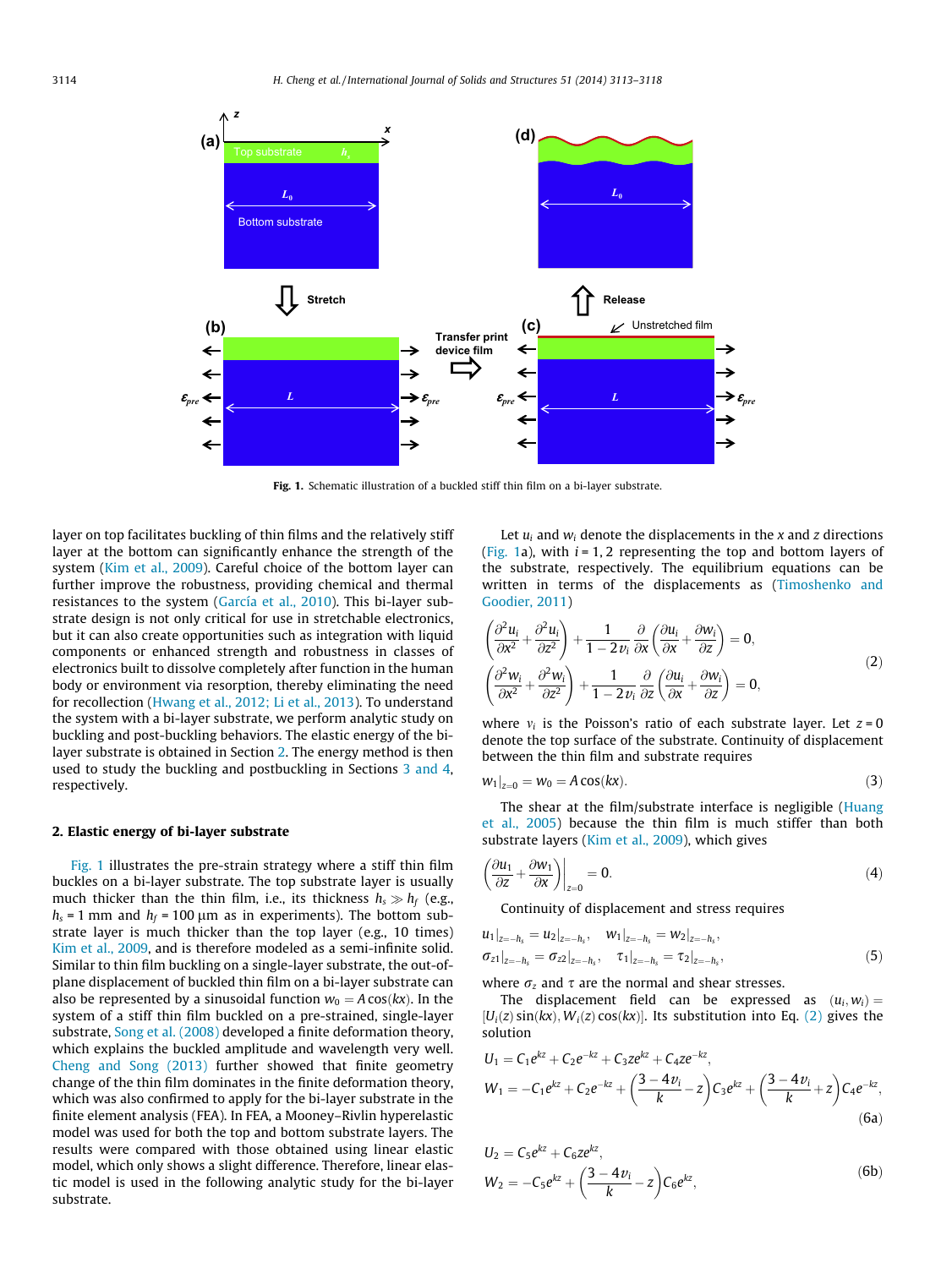Fig. 1. Schematic illustration of a buckled stiff thin film on a bi-layer substrate.

layer on top facilitates buckling of thin films and the relatively stiff layer at the bottom can significantly enhance the strength of the system (Kim et al., 2009). Careful choice of the bottom layer can further improve the robustness, providing chemical and thermal resistances to the system (García et al., 2010). This bi-layer substrate design is not only critical for use in stretchable electronics, but it can also create opportunities such as integration with liquid components or enhanced strength and robustness in classes of electronics built to dissolve completely after function in the human body or environment via resorption, thereby eliminating the need for recollection (Hwang et al., 2012; Li et al., 2013). To understand the system with a bi-layer substrate, we perform analytic study on buckling and post-buckling behaviors. The elastic energy of the bi-layer substrate is obtained in Section 2. The energy method is then used to study the buckling and postbuckling in Sections 3 and 4, respectively.

## 2. Elastic energy of bi-layer substrate

Fig. 1 illustrates the pre-strain strategy where a stiff thin film buckles on a bi-layer substrate. The top substrate layer is usually much thicker than the thin film, i.e., its thickness $h_s \gg h_f$ (e.g., $h_s = 1$ mm and $h_f = 100$ μm as in experiments). The bottom substrate layer is much thicker than the top layer (e.g., 10 times) Kim et al., 2009, and is therefore modeled as a semi-infinite solid. Similar to thin film buckling on a single-layer substrate, the out-of-plane displacement of buckled thin film on a bi-layer substrate can also be represented by a sinusoidal function $w_0 = A\cos(kx)$. In the system of a stiff thin film buckled on a pre-strained, single-layer substrate, Song et al. (2008) developed a finite deformation theory, which explains the buckled amplitude and wavelength very well. Cheng and Song (2013) further showed that finite geometry change of the thin film dominates in the finite deformation theory, which was also confirmed to apply for the bi-layer substrate in the finite element analysis (FEA). In FEA, a Mooney–Rivlin hyperelastic model was used for both the top and bottom substrate layers. The results were compared with those obtained using linear elastic model, which only shows a slight difference. Therefore, linear elastic model is used in the following analytic study for the bi-layer substrate.

Let $u_i$ and $w_i$ denote the displacements in the $x$ and $z$ directions (Fig. 1a), with $i = 1, 2$ representing the top and bottom layers of the substrate, respectively. The equilibrium equations can be written in terms of the displacements as (Timoshenko and Goodier, 2011)

$$
\begin{aligned}
&\left(\frac{\partial^2 u_i}{\partial x^2}+\frac{\partial^2 u_i}{\partial z^2}\right)+\frac{1}{1-2\nu_i}\frac{\partial}{\partial x}\left(\frac{\partial u_i}{\partial x}+\frac{\partial w_i}{\partial z}\right)=0,\\
&\left(\frac{\partial^2 w_i}{\partial x^2}+\frac{\partial^2 w_i}{\partial z^2}\right)+\frac{1}{1-2\nu_i}\frac{\partial}{\partial z}\left(\frac{\partial u_i}{\partial x}+\frac{\partial w_i}{\partial z}\right)=0,
\end{aligned}
\tag{2}
$$

where $\nu_i$ is the Poisson's ratio of each substrate layer. Let $z = 0$ denote the top surface of the substrate. Continuity of displacement between the thin film and substrate requires

$$
w_1|_{z=0} = w_0 = A\cos(kx). \tag{3}
$$

The shear at the film/substrate interface is negligible (Huang et al., 2005) because the thin film is much stiffer than both substrate layers (Kim et al., 2009), which gives

$$
\left.\left(\frac{\partial u_1}{\partial z}+\frac{\partial w_1}{\partial x}\right)\right|_{z=0} = 0. \tag{4}
$$

Continuity of displacement and stress requires

$$
\begin{aligned}
&u_1|_{z=-h_s} = u_2|_{z=-h_s}, \quad w_1|_{z=-h_s} = w_2|_{z=-h_s},\\
&\sigma_{z1}|_{z=-h_s} = \sigma_{z2}|_{z=-h_s}, \quad \tau_1|_{z=-h_s} = \tau_2|_{z=-h_s},
\end{aligned}
\tag{5}
$$

where $\sigma_z$ and $\tau$ are the normal and shear stresses.

The displacement field can be expressed as $(u_i, w_i) = [U_i(z)\sin(kx), W_i(z)\cos(kx)]$. Its substitution into Eq. (2) gives the solution

$$
\begin{aligned}
U_1 &= C_1e^{kz} + C_2e^{-kz} + C_3ze^{kz} + C_4ze^{-kz},\\
W_1 &= -C_1e^{kz} + C_2e^{-kz} + \left(\frac{3-4\nu_i}{k} - z\right)C_3e^{kz} + \left(\frac{3-4\nu_i}{k} + z\right)C_4e^{-kz},
\end{aligned}
\tag{6a}
$$

$$
\begin{aligned}
U_2 &= C_5e^{kz} + C_6ze^{kz},\\
W_2 &= -C_5e^{kz} + \left(\frac{3-4\nu_i}{k} - z\right)C_6e^{kz},
\end{aligned}
\tag{6b}
$$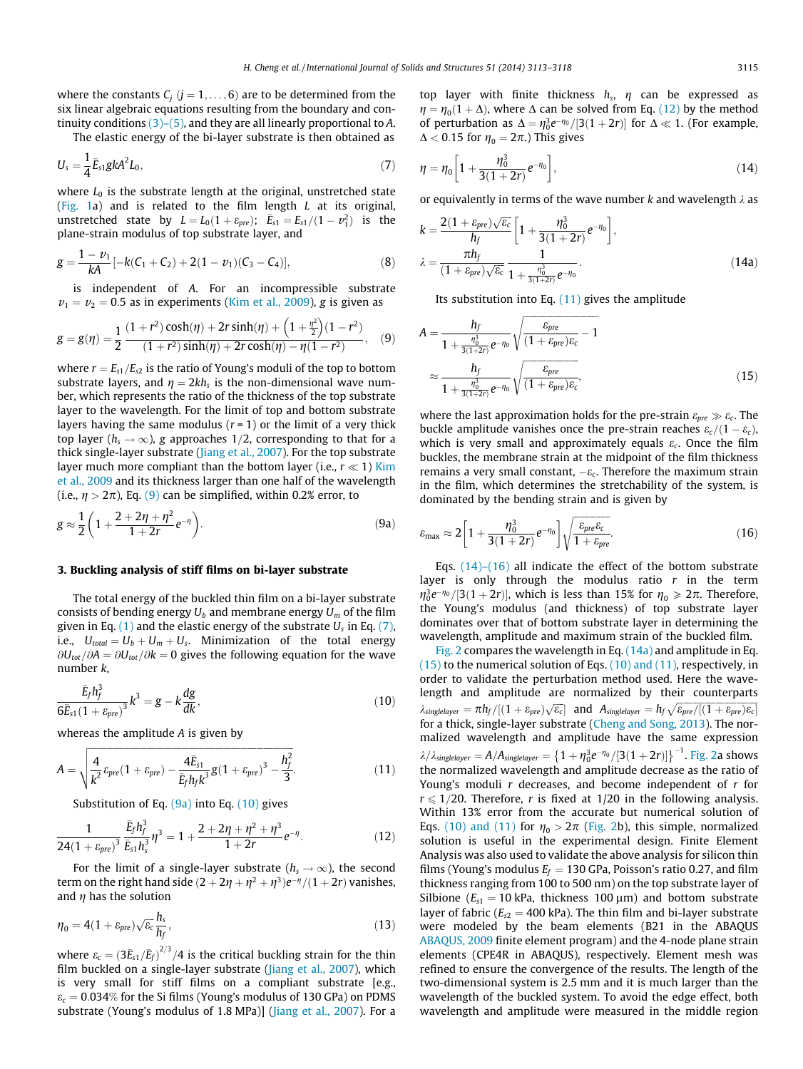where the constants $C_j$ ($j = 1, \ldots, 6$) are to be determined from the six linear algebraic equations resulting from the boundary and continuity conditions (3)–(5), and they are all linearly proportional to $A$.

The elastic energy of the bi-layer substrate is then obtained as

$$U_s = \frac{1}{4}\bar{E}_{s1} g k A^2 L_0, \tag{7}$$

where $L_0$ is the substrate length at the original, unstretched state (Fig. 1a) and is related to the film length $L$ at its original, unstretched state by $L = L_0(1 + \varepsilon_{pre})$; $\bar{E}_{s1} = E_{s1}/(1 - \nu_1^2)$ is the plane-strain modulus of top substrate layer, and

$$g = \frac{1 - \nu_1}{kA}\left[-k(C_1 + C_2) + 2(1 - \nu_1)(C_3 - C_4)\right], \tag{8}$$

is independent of $A$. For an incompressible substrate $\nu_1 = \nu_2 = 0.5$ as in experiments (Kim et al., 2009), $g$ is given as

$$g = g(\eta) = \frac{1}{2}\frac{(1 + r^2)\cosh(\eta) + 2r\sinh(\eta) + \left(1 + \frac{\eta^2}{2}\right)(1 - r^2)}{(1 + r^2)\sinh(\eta) + 2r\cosh(\eta) - \eta(1 - r^2)}, \tag{9}$$

where $r = E_{s1}/E_{s2}$ is the ratio of Young's moduli of the top to bottom substrate layers, and $\eta = 2kh_s$ is the non-dimensional wave number, which represents the ratio of the thickness of the top substrate layer to the wavelength. For the limit of top and bottom substrate layers having the same modulus ($r = 1$) or the limit of a very thick top layer ($h_s \to \infty$), $g$ approaches 1/2, corresponding to that for a thick single-layer substrate (Jiang et al., 2007). For the top substrate layer much more compliant than the bottom layer (i.e., $r \ll 1$) Kim et al., 2009 and its thickness larger than one half of the wavelength (i.e., $\eta > 2\pi$), Eq. (9) can be simplified, within 0.2% error, to

$$g \approx \frac{1}{2}\left(1 + \frac{2 + 2\eta + \eta^2}{1 + 2r}e^{-\eta}\right). \tag{9a}$$

### 3. Buckling analysis of stiff films on bi-layer substrate

The total energy of the buckled thin film on a bi-layer substrate consists of bending energy $U_b$ and membrane energy $U_m$ of the film given in Eq. (1) and the elastic energy of the substrate $U_s$ in Eq. (7), i.e., $U_{total} = U_b + U_m + U_s$. Minimization of the total energy $\partial U_{tot}/\partial A = \partial U_{tot}/\partial k = 0$ gives the following equation for the wave number $k$,

$$\frac{\bar{E}_f h_f^3}{6\bar{E}_{s1}(1 + \varepsilon_{pre})^3}k^3 = g - k\frac{dg}{dk}, \tag{10}$$

whereas the amplitude $A$ is given by

$$A = \sqrt{\frac{4}{k^2}\varepsilon_{pre}(1 + \varepsilon_{pre}) - \frac{4\bar{E}_{s1}}{\bar{E}_f h_f k^3}g(1 + \varepsilon_{pre})^3 - \frac{h_f^2}{3}}. \tag{11}$$

Substitution of Eq. (9a) into Eq. (10) gives

$$\frac{1}{24(1 + \varepsilon_{pre})^3}\frac{\bar{E}_f h_f^3}{\bar{E}_{s1} h_s^3}\eta^3 = 1 + \frac{2 + 2\eta + \eta^2 + \eta^3}{1 + 2r}e^{-\eta}. \tag{12}$$

For the limit of a single-layer substrate ($h_s \to \infty$), the second term on the right hand side $(2 + 2\eta + \eta^2 + \eta^3)e^{-\eta}/(1 + 2r)$ vanishes, and $\eta$ has the solution

$$\eta_0 = 4(1 + \varepsilon_{pre})\sqrt{\varepsilon_c}\frac{h_s}{h_f}, \tag{13}$$

where $\varepsilon_c = (3\bar{E}_{s1}/\bar{E}_f)^{2/3}/4$ is the critical buckling strain for the thin film buckled on a single-layer substrate (Jiang et al., 2007), which is very small for stiff films on a compliant substrate [e.g., $\varepsilon_c = 0.034\%$ for the Si films (Young's modulus of 130 GPa) on PDMS substrate (Young's modulus of 1.8 MPa)] (Jiang et al., 2007). For a top layer with finite thickness $h_s$, $\eta$ can be expressed as $\eta = \eta_0(1 + \Delta)$, where $\Delta$ can be solved from Eq. (12) by the method of perturbation as $\Delta = \eta_0^3 e^{-\eta_0}/[3(1 + 2r)]$ for $\Delta \ll 1$. (For example, $\Delta < 0.15$ for $\eta_0 = 2\pi$.) This gives

$$\eta = \eta_0\left[1 + \frac{\eta_0^3}{3(1 + 2r)}e^{-\eta_0}\right], \tag{14}$$

or equivalently in terms of the wave number $k$ and wavelength $\lambda$ as

$$k = \frac{2(1 + \varepsilon_{pre})\sqrt{\varepsilon_c}}{h_f}\left[1 + \frac{\eta_0^3}{3(1 + 2r)}e^{-\eta_0}\right],$$
$$\lambda = \frac{\pi h_f}{(1 + \varepsilon_{pre})\sqrt{\varepsilon_c}}\frac{1}{1 + \frac{\eta_0^3}{3(1 + 2r)}e^{-\eta_0}}. \tag{14a}$$

Its substitution into Eq. (11) gives the amplitude

$$A = \frac{h_f}{1 + \frac{\eta_0^3}{3(1 + 2r)}e^{-\eta_0}}\sqrt{\frac{\varepsilon_{pre}}{(1 + \varepsilon_{pre})\varepsilon_c} - 1}$$
$$\approx \frac{h_f}{1 + \frac{\eta_0^3}{3(1 + 2r)}e^{-\eta_0}}\sqrt{\frac{\varepsilon_{pre}}{(1 + \varepsilon_{pre})\varepsilon_c}}, \tag{15}$$

where the last approximation holds for the pre-strain $\varepsilon_{pre} \gg \varepsilon_c$. The buckle amplitude vanishes once the pre-strain reaches $\varepsilon_c/(1 - \varepsilon_c)$, which is very small and approximately equals $\varepsilon_c$. Once the film buckles, the membrane strain at the midpoint of the film thickness remains a very small constant, $-\varepsilon_c$. Therefore the maximum strain in the film, which determines the stretchability of the system, is dominated by the bending strain and is given by

$$\varepsilon_{max} \approx 2\left[1 + \frac{\eta_0^3}{3(1 + 2r)}e^{-\eta_0}\right]\sqrt{\frac{\varepsilon_{pre}\varepsilon_c}{1 + \varepsilon_{pre}}}. \tag{16}$$

Eqs. (14)–(16) all indicate the effect of the bottom substrate layer is only through the modulus ratio $r$ in the term $\eta_0^3 e^{-\eta_0}/[3(1 + 2r)]$, which is less than 15% for $\eta_0 \geqslant 2\pi$. Therefore, the Young's modulus (and thickness) of top substrate layer dominates over that of bottom substrate layer in determining the wavelength, amplitude and maximum strain of the buckled film.

Fig. 2 compares the wavelength in Eq. (14a) and amplitude in Eq. (15) to the numerical solution of Eqs. (10) and (11), respectively, in order to validate the perturbation method used. Here the wavelength and amplitude are normalized by their counterparts $\lambda_{singlelayer} = \pi h_f/[(1 + \varepsilon_{pre})\sqrt{\varepsilon_c}]$ and $A_{singlelayer} = h_f\sqrt{\varepsilon_{pre}/[(1 + \varepsilon_{pre})\varepsilon_c]}$ for a thick, single-layer substrate (Cheng and Song, 2013). The normalized wavelength and amplitude have the same expression $\lambda/\lambda_{singlelayer} = A/A_{singlelayer} = \{1 + \eta_0^3 e^{-\eta_0}/[3(1 + 2r)]\}^{-1}$. Fig. 2a shows the normalized wavelength and amplitude decrease as the ratio of Young's moduli $r$ decreases, and become independent of $r$ for $r \leqslant 1/20$. Therefore, $r$ is fixed at 1/20 in the following analysis. Within 13% error from the accurate but numerical solution of Eqs. (10) and (11) for $\eta_0 > 2\pi$ (Fig. 2b), this simple, normalized solution is useful in the experimental design. Finite Element Analysis was also used to validate the above analysis for silicon thin films (Young's modulus $E_f = 130$ GPa, Poisson's ratio 0.27, and film thickness ranging from 100 to 500 nm) on the top substrate layer of Silbione ($E_{s1} = 10$ kPa, thickness 100 μm) and bottom substrate layer of fabric ($E_{s2} = 400$ kPa). The thin film and bi-layer substrate were modeled by the beam elements (B21 in the ABAQUS ABAQUS, 2009 finite element program) and the 4-node plane strain elements (CPE4R in ABAQUS), respectively. Element mesh was refined to ensure the convergence of the results. The length of the two-dimensional system is 2.5 mm and it is much larger than the wavelength of the buckled system. To avoid the edge effect, both wavelength and amplitude were measured in the middle region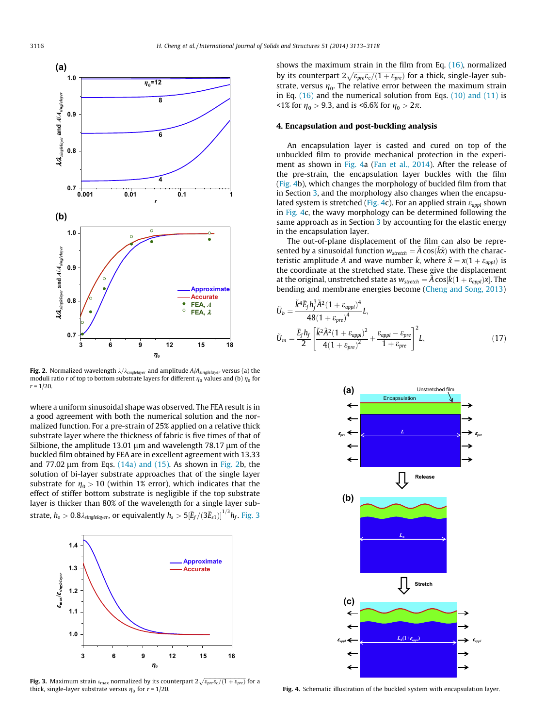**Fig. 2.** Normalized wavelength $\lambda/\lambda_{singlelayer}$ and amplitude $A/A_{singlelayer}$ versus (a) the moduli ratio $r$ of top to bottom substrate layers for different $\eta_0$ values and (b) $\eta_0$ for $r = 1/20$.

where a uniform sinusoidal shape was observed. The FEA result is in a good agreement with both the numerical solution and the normalized function. For a pre-strain of 25% applied on a relative thick substrate layer where the thickness of fabric is five times of that of Silbione, the amplitude 13.01 μm and wavelength 78.17 μm of the buckled film obtained by FEA are in excellent agreement with 13.33 and 77.02 μm from Eqs. (14a) and (15). As shown in Fig. 2b, the solution of bi-layer substrate approaches that of the single layer substrate for $\eta_0 > 10$ (within 1% error), which indicates that the effect of stiffer bottom substrate is negligible if the top substrate layer is thicker than 80% of the wavelength for a single layer substrate, $h_s > 0.8\lambda_{singlelayer}$, or equivalently $h_s > 5[\bar{E}_f/(3\bar{E}_{s1})]^{1/3}h_f$. Fig. 3 shows the maximum strain in the film from Eq. (16), normalized by its counterpart $2\sqrt{\varepsilon_{pre}\varepsilon_c/(1+\varepsilon_{pre})}$ for a thick, single-layer substrate, versus $\eta_0$. The relative error between the maximum strain in Eq. (16) and the numerical solution from Eqs. (10) and (11) is <1% for $\eta_0 > 9.3$, and is <6.6% for $\eta_0 > 2\pi$.

**Fig. 3.** Maximum strain $\varepsilon_{max}$ normalized by its counterpart $2\sqrt{\varepsilon_{pre}\varepsilon_c/(1+\varepsilon_{pre})}$ for a thick, single-layer substrate versus $\eta_0$ for $r = 1/20$.

## 4. Encapsulation and post-buckling analysis

An encapsulation layer is casted and cured on top of the unbuckled film to provide mechanical protection in the experiment as shown in Fig. 4a (Fan et al., 2014). After the release of the pre-strain, the encapsulation layer buckles with the film (Fig. 4b), which changes the morphology of buckled film from that in Section 3, and the morphology also changes when the encapsulated system is stretched (Fig. 4c). For an applied strain $\varepsilon_{appl}$ shown in Fig. 4c, the wavy morphology can be determined following the same approach as in Section 3 by accounting for the elastic energy in the encapsulation layer.

The out-of-plane displacement of the film can also be represented by a sinusoidal function $w_{stretch} = \bar{A}\cos(\bar{k}\bar{x})$ with the characteristic amplitude $\bar{A}$ and wave number $\bar{k}$, where $\bar{x} = x(1+\varepsilon_{appl})$ is the coordinate at the stretched state. These give the displacement at the original, unstretched state as $w_{stretch} = \bar{A}\cos[\bar{k}(1+\varepsilon_{appl})x]$. The bending and membrane energies become (Cheng and Song, 2013)

$$\tilde{U}_b = \frac{\bar{k}^4\bar{E}_f h_f^3\bar{A}^2(1+\varepsilon_{appl})^4}{48(1+\varepsilon_{pre})^4}L,$$

$$\tilde{U}_m = \frac{\bar{E}_f h_f}{2}\left[\frac{\bar{k}^2\bar{A}^2(1+\varepsilon_{appl})^2}{4(1+\varepsilon_{pre})^2} + \frac{\varepsilon_{appl}-\varepsilon_{pre}}{1+\varepsilon_{pre}}\right]^2 L, \qquad (17)$$

**Fig. 4.** Schematic illustration of the buckled system with encapsulation layer.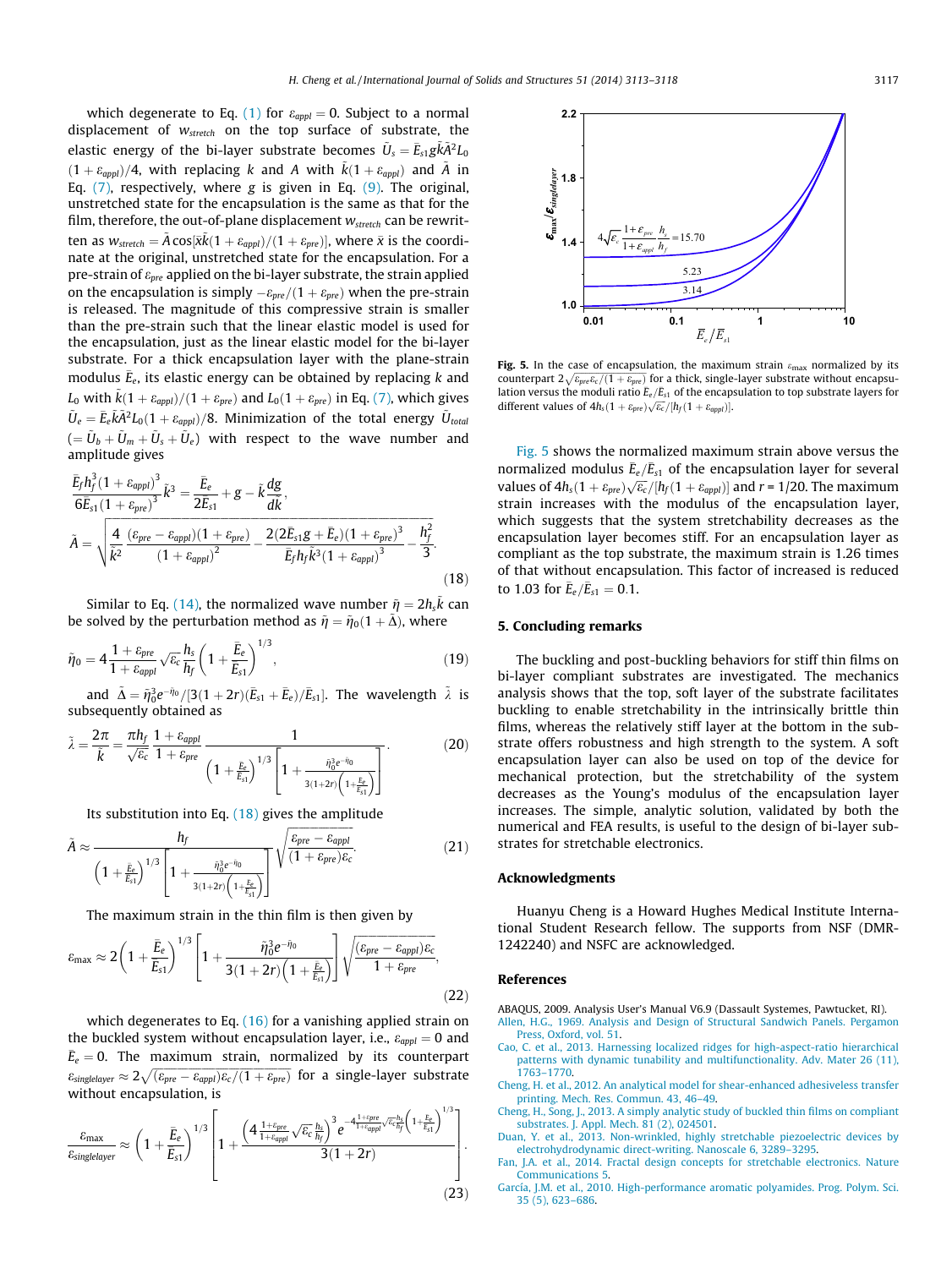which degenerate to Eq. (1) for $\varepsilon_{appl} = 0$. Subject to a normal displacement of $w_{stretch}$ on the top surface of substrate, the elastic energy of the bi-layer substrate becomes $\bar{U}_s = \bar{E}_{s1} g \bar{k} \bar{A}^2 L_0 (1+\varepsilon_{appl})/4$, with replacing $k$ and $A$ with $\bar{k}(1+\varepsilon_{appl})$ and $\bar{A}$ in Eq. (7), respectively, where $g$ is given in Eq. (9). The original, unstretched state for the encapsulation is the same as that for the film, therefore, the out-of-plane displacement $w_{stretch}$ can be rewritten as $w_{stretch} = \bar{A}\cos[\bar{x}\bar{k}(1+\varepsilon_{appl})/(1+\varepsilon_{pre})]$, where $\bar{x}$ is the coordinate at the original, unstretched state for the encapsulation. For a pre-strain of $\varepsilon_{pre}$ applied on the bi-layer substrate, the strain applied on the encapsulation is simply $-\varepsilon_{pre}/(1+\varepsilon_{pre})$ when the pre-strain is released. The magnitude of this compressive strain is smaller than the pre-strain such that the linear elastic model is used for the encapsulation, just as the linear elastic model for the bi-layer substrate. For a thick encapsulation layer with the plane-strain modulus $\bar{E}_e$, its elastic energy can be obtained by replacing $k$ and $L_0$ with $\bar{k}(1+\varepsilon_{appl})/(1+\varepsilon_{pre})$ and $L_0(1+\varepsilon_{pre})$ in Eq. (7), which gives $\bar{U}_e = \bar{E}_e \bar{k}\bar{A}^2 L_0 (1+\varepsilon_{appl})/8$. Minimization of the total energy $\bar{U}_{total}$ $(= \bar{U}_b + \bar{U}_m + \bar{U}_s + \bar{U}_e)$ with respect to the wave number and amplitude gives

$$
\begin{aligned}
&\frac{\bar{E}_f h_f^3 (1+\varepsilon_{appl})^3}{6\bar{E}_{s1}(1+\varepsilon_{pre})^3}\bar{k}^3 = \frac{\bar{E}_e}{2\bar{E}_{s1}} + g - \bar{k}\frac{dg}{dk}, \\
&\bar{A} = \sqrt{\frac{4}{\bar{k}^2}\frac{(\varepsilon_{pre}-\varepsilon_{appl})(1+\varepsilon_{pre})}{(1+\varepsilon_{appl})^2} - \frac{2(2\bar{E}_{s1} g + \bar{E}_e)(1+\varepsilon_{pre})^3}{\bar{E}_f h_f \bar{k}^3 (1+\varepsilon_{appl})^3} - \frac{h_f^2}{3}}.
\end{aligned}
\tag{18}
$$

Similar to Eq. (14), the normalized wave number $\bar{\eta} = 2h_s\bar{k}$ can be solved by the perturbation method as $\bar{\eta} = \bar{\eta}_0(1+\bar{\Delta})$, where

$$
\bar{\eta}_0 = 4\frac{1+\varepsilon_{pre}}{1+\varepsilon_{appl}}\sqrt{\varepsilon_c}\frac{h_s}{h_f}\left(1+\frac{\bar{E}_e}{\bar{E}_{s1}}\right)^{1/3}, \tag{19}
$$

and $\bar{\Delta} = \bar{\eta}_0^3 e^{-\bar{\eta}_0}/[3(1+2r)(\bar{E}_{s1}+\bar{E}_e)/\bar{E}_{s1}]$. The wavelength $\bar{\lambda}$ is subsequently obtained as

$$
\bar{\lambda} = \frac{2\pi}{\bar{k}} = \frac{\pi h_f}{\sqrt{\varepsilon_c}}\frac{1+\varepsilon_{appl}}{1+\varepsilon_{pre}}\frac{1}{\left(1+\frac{\bar{E}_e}{\bar{E}_{s1}}\right)^{1/3}\left[1+\frac{\bar{\eta}_0^3 e^{-\bar{\eta}_0}}{3(1+2r)\left(1+\frac{\bar{E}_e}{\bar{E}_{s1}}\right)}\right]}. \tag{20}
$$

Its substitution into Eq. (18) gives the amplitude

$$
\bar{A} \approx \frac{h_f}{\left(1+\frac{\bar{E}_e}{\bar{E}_{s1}}\right)^{1/3}\left[1+\frac{\bar{\eta}_0^3 e^{-\bar{\eta}_0}}{3(1+2r)\left(1+\frac{\bar{E}_e}{\bar{E}_{s1}}\right)}\right]}\sqrt{\frac{\varepsilon_{pre}-\varepsilon_{appl}}{(1+\varepsilon_{pre})\varepsilon_c}}. \tag{21}
$$

The maximum strain in the thin film is then given by

$$
\varepsilon_{\max} \approx 2\left(1+\frac{\bar{E}_e}{\bar{E}_{s1}}\right)^{1/3}\left[1+\frac{\bar{\eta}_0^3 e^{-\bar{\eta}_0}}{3(1+2r)\left(1+\frac{\bar{E}_e}{\bar{E}_{s1}}\right)}\right]\sqrt{\frac{(\varepsilon_{pre}-\varepsilon_{appl})\varepsilon_c}{1+\varepsilon_{pre}}}, \tag{22}
$$

which degenerates to Eq. (16) for a vanishing applied strain on the buckled system without encapsulation layer, i.e., $\varepsilon_{appl} = 0$ and $\bar{E}_e = 0$. The maximum strain, normalized by its counterpart $\varepsilon_{singlelayer} \approx 2\sqrt{(\varepsilon_{pre}-\varepsilon_{appl})\varepsilon_c/(1+\varepsilon_{pre})}$ for a single-layer substrate without encapsulation, is

$$
\frac{\varepsilon_{\max}}{\varepsilon_{singlelayer}} \approx \left(1+\frac{\bar{E}_e}{\bar{E}_{s1}}\right)^{1/3}\left[1+\frac{\left(4\frac{1+\varepsilon_{pre}}{1+\varepsilon_{appl}}\sqrt{\varepsilon_c}\frac{h_s}{h_f}\right)^3 e^{-4\frac{1+\varepsilon_{pre}}{1+\varepsilon_{appl}}\sqrt{\varepsilon_c}\frac{h_s}{h_f}\left(1+\frac{\bar{E}_e}{\bar{E}_{s1}}\right)^{1/3}}}{3(1+2r)}\right]. \tag{23}
$$

**Fig. 5.** In the case of encapsulation, the maximum strain $\varepsilon_{\max}$ normalized by its counterpart $2\sqrt{\varepsilon_{pre}\varepsilon_c/(1+\varepsilon_{pre})}$ for a thick, single-layer substrate without encapsulation layer versus the moduli ratio $\bar{E}_e/\bar{E}_{s1}$ of the encapsulation to top substrate layers for different values of $4h_s(1+\varepsilon_{pre})\sqrt{\varepsilon_c}/[h_f(1+\varepsilon_{appl})]$.

Fig. 5 shows the normalized maximum strain above versus the normalized modulus $\bar{E}_e/\bar{E}_{s1}$ of the encapsulation layer for several values of $4h_s(1+\varepsilon_{pre})\sqrt{\varepsilon_c}/[h_f(1+\varepsilon_{appl})]$ and $r = 1/20$. The maximum strain increases with the modulus of the encapsulation layer, which suggests that the system stretchability decreases as the encapsulation layer becomes stiff. For an encapsulation layer as compliant as the top substrate, the maximum strain is 1.26 times of that without encapsulation. This factor of increased is reduced to 1.03 for $\bar{E}_e/\bar{E}_{s1} = 0.1$.

## 5. Concluding remarks

The buckling and post-buckling behaviors for stiff thin films on bi-layer compliant substrates are investigated. The mechanics analysis shows that the top, soft layer of the substrate facilitates buckling to enable stretchability in the intrinsically brittle thin films, whereas the relatively stiff layer at the bottom in the substrate offers robustness and high strength to the system. A soft encapsulation layer can also be used on top of the device for mechanical protection, but the stretchability of the system decreases as the Young's modulus of the encapsulation layer increases. The simple, analytic solution, validated by both the numerical and FEA results, is useful to the design of bi-layer substrates for stretchable electronics.

## Acknowledgments

Huanyu Cheng is a Howard Hughes Medical Institute International Student Research fellow. The supports from NSF (DMR-1242240) and NSFC are acknowledged.

## References

ABAQUS, 2009. Analysis User's Manual V6.9 (Dassault Systemes, Pawtucket, RI).

Allen, H.G., 1969. Analysis and Design of Structural Sandwich Panels. Pergamon Press, Oxford, vol. 51.

Cao, C. et al., 2013. Harnessing localized ridges for high-aspect-ratio hierarchical patterns with dynamic tunability and multifunctionality. Adv. Mater 26 (11), 1763–1770.

Cheng, H. et al., 2012. An analytical model for shear-enhanced adhesiveless transfer printing. Mech. Res. Commun. 43, 46–49.

Cheng, H., Song, J., 2013. A simply analytic study of buckled thin films on compliant substrates. J. Appl. Mech. 81 (2), 024501.

Duan, Y. et al., 2013. Non-wrinkled, highly stretchable piezoelectric devices by electrohydrodynamic direct-writing. Nanoscale 6, 3289–3295.

Fan, J.A. et al., 2014. Fractal design concepts for stretchable electronics. Nature Communications 5.

García, J.M. et al., 2010. High-performance aromatic polyamides. Prog. Polym. Sci. 35 (5), 623–686.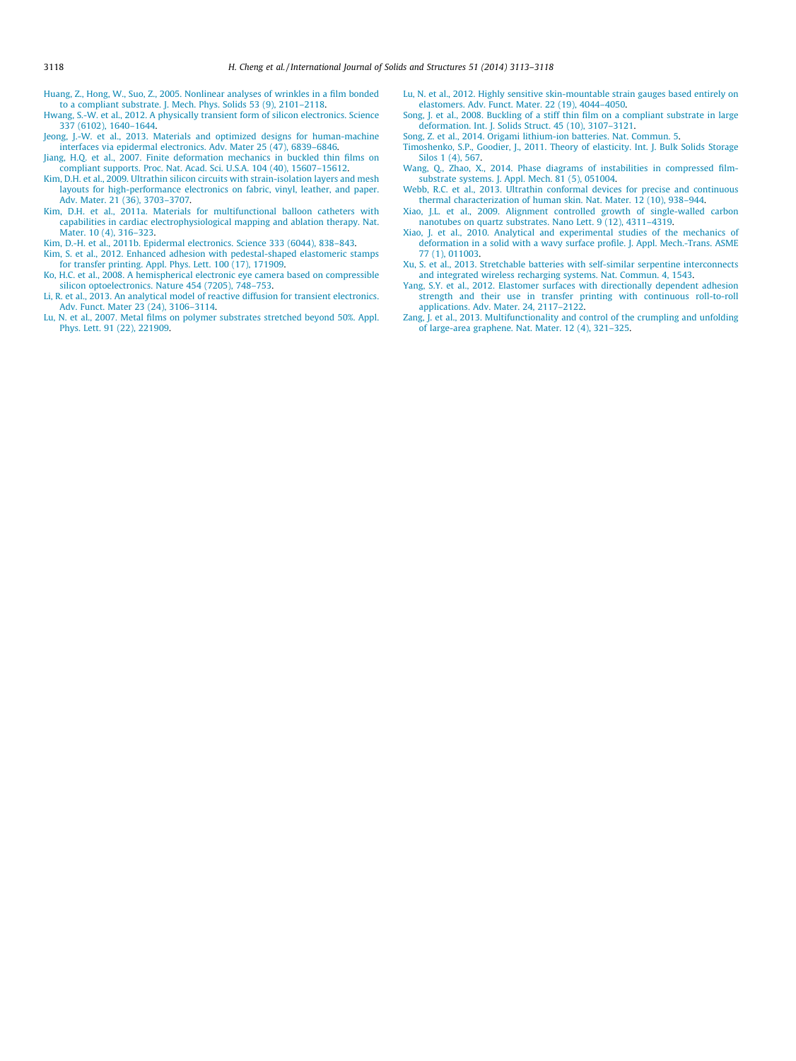Huang, Z., Hong, W., Suo, Z., 2005. Nonlinear analyses of wrinkles in a film bonded to a compliant substrate. J. Mech. Phys. Solids 53 (9), 2101–2118.

Hwang, S.-W. et al., 2012. A physically transient form of silicon electronics. Science 337 (6102), 1640–1644.

Jeong, J.-W. et al., 2013. Materials and optimized designs for human-machine interfaces via epidermal electronics. Adv. Mater 25 (47), 6839–6846.

Jiang, H.Q. et al., 2007. Finite deformation mechanics in buckled thin films on compliant supports. Proc. Nat. Acad. Sci. U.S.A. 104 (40), 15607–15612.

Kim, D.H. et al., 2009. Ultrathin silicon circuits with strain-isolation layers and mesh layouts for high-performance electronics on fabric, vinyl, leather, and paper. Adv. Mater. 21 (36), 3703–3707.

Kim, D.H. et al., 2011a. Materials for multifunctional balloon catheters with capabilities in cardiac electrophysiological mapping and ablation therapy. Nat. Mater. 10 (4), 316–323.

Kim, D.-H. et al., 2011b. Epidermal electronics. Science 333 (6044), 838–843.

Kim, S. et al., 2012. Enhanced adhesion with pedestal-shaped elastomeric stamps for transfer printing. Appl. Phys. Lett. 100 (17), 171909.

Ko, H.C. et al., 2008. A hemispherical electronic eye camera based on compressible silicon optoelectronics. Nature 454 (7205), 748–753.

Li, R. et al., 2013. An analytical model of reactive diffusion for transient electronics. Adv. Funct. Mater 23 (24), 3106–3114.

Lu, N. et al., 2007. Metal films on polymer substrates stretched beyond 50%. Appl. Phys. Lett. 91 (22), 221909.

Lu, N. et al., 2012. Highly sensitive skin-mountable strain gauges based entirely on elastomers. Adv. Funct. Mater. 22 (19), 4044–4050.

Song, J. et al., 2008. Buckling of a stiff thin film on a compliant substrate in large deformation. Int. J. Solids Struct. 45 (10), 3107–3121.

Song, Z. et al., 2014. Origami lithium-ion batteries. Nat. Commun. 5.

Timoshenko, S.P., Goodier, J., 2011. Theory of elasticity. Int. J. Bulk Solids Storage Silos 1 (4), 567.

Wang, Q., Zhao, X., 2014. Phase diagrams of instabilities in compressed film-substrate systems. J. Appl. Mech. 81 (5), 051004.

Webb, R.C. et al., 2013. Ultrathin conformal devices for precise and continuous thermal characterization of human skin. Nat. Mater. 12 (10), 938–944.

Xiao, J.L. et al., 2009. Alignment controlled growth of single-walled carbon nanotubes on quartz substrates. Nano Lett. 9 (12), 4311–4319.

Xiao, J. et al., 2010. Analytical and experimental studies of the mechanics of deformation in a solid with a wavy surface profile. J. Appl. Mech.-Trans. ASME 77 (1), 011003.

Xu, S. et al., 2013. Stretchable batteries with self-similar serpentine interconnects and integrated wireless recharging systems. Nat. Commun. 4, 1543.

Yang, S.Y. et al., 2012. Elastomer surfaces with directionally dependent adhesion strength and their use in transfer printing with continuous roll-to-roll applications. Adv. Mater. 24, 2117–2122.

Zang, J. et al., 2013. Multifunctionality and control of the crumpling and unfolding of large-area graphene. Nat. Mater. 12 (4), 321–325.